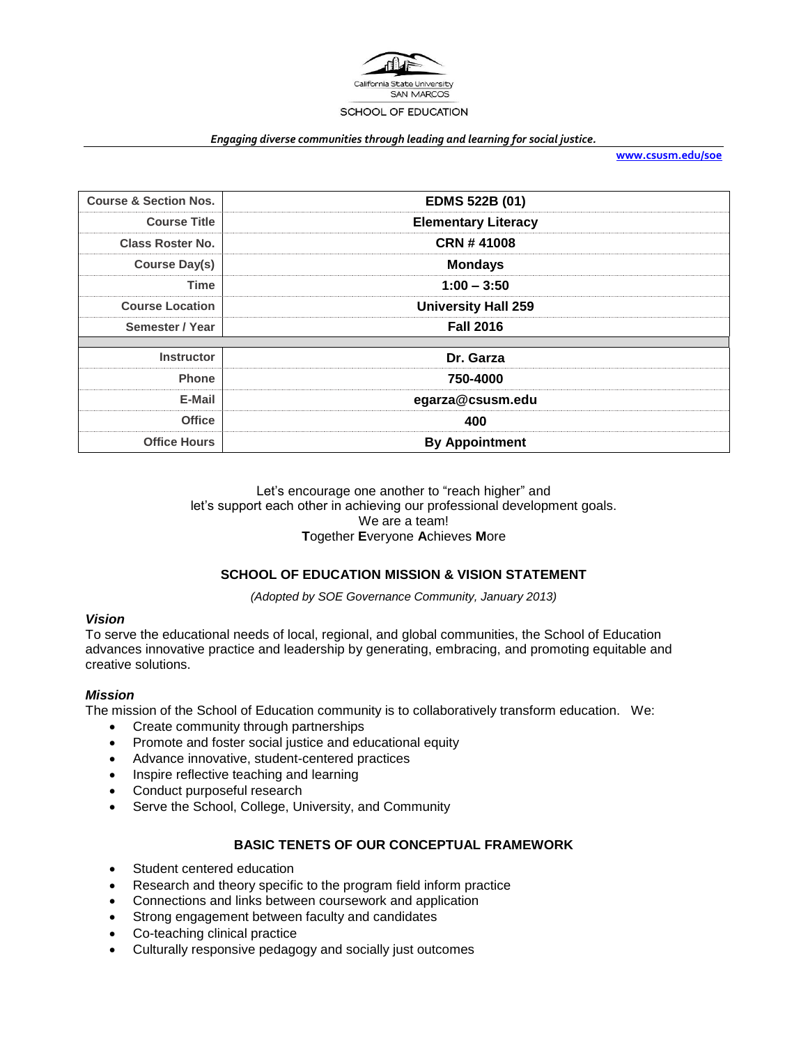California State University SAN MARCOS

SCHOOL OF EDUCATION

*Engaging diverse communities through leading and learning for social justice.*

**www.csusm.edu/soe**

| Course & Section Nos. | EDMS 522B (01) |
|---|---|
| Course Title | Elementary Literacy |
| Class Roster No. | CRN # 41008 |
| Course Day(s) | Mondays |
| Time | 1:00 – 3:50 |
| Course Location | University Hall 259 |
| Semester / Year | Fall 2016 |
| | |
| Instructor | Dr. Garza |
| Phone | 750-4000 |
| E-Mail | egarza@csusm.edu |
| Office | 400 |
| Office Hours | By Appointment |

Let's encourage one another to "reach higher" and
let's support each other in achieving our professional development goals.
We are a team!
**T**ogether **E**veryone **A**chieves **M**ore

## SCHOOL OF EDUCATION MISSION & VISION STATEMENT

*(Adopted by SOE Governance Community, January 2013)*

### *Vision*

To serve the educational needs of local, regional, and global communities, the School of Education advances innovative practice and leadership by generating, embracing, and promoting equitable and creative solutions.

### *Mission*

The mission of the School of Education community is to collaboratively transform education. We:

- Create community through partnerships
- Promote and foster social justice and educational equity
- Advance innovative, student-centered practices
- Inspire reflective teaching and learning
- Conduct purposeful research
- Serve the School, College, University, and Community

## BASIC TENETS OF OUR CONCEPTUAL FRAMEWORK

- Student centered education
- Research and theory specific to the program field inform practice
- Connections and links between coursework and application
- Strong engagement between faculty and candidates
- Co-teaching clinical practice
- Culturally responsive pedagogy and socially just outcomes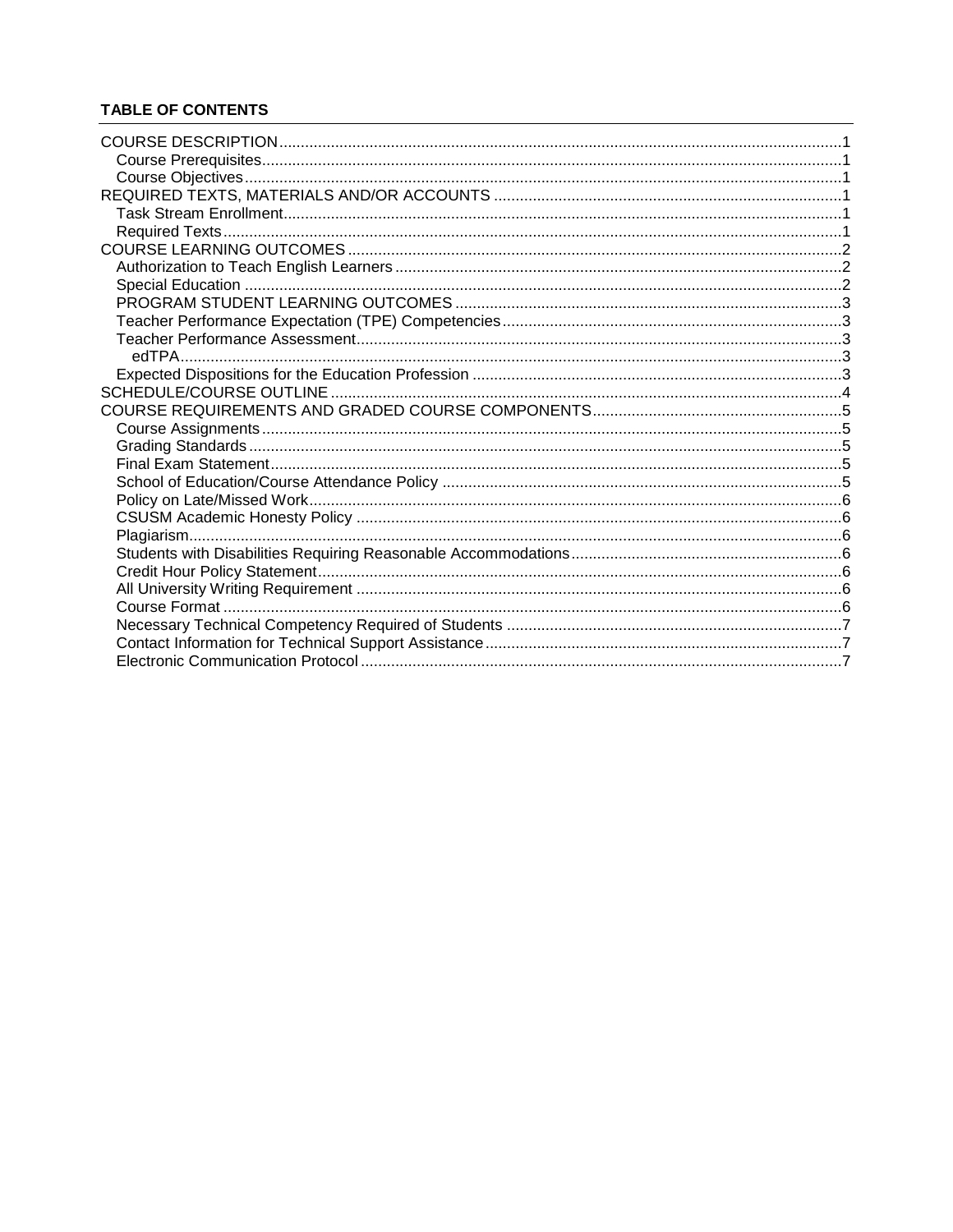**TABLE OF CONTENTS**

- COURSE DESCRIPTION ..... 1
  - Course Prerequisites ..... 1
  - Course Objectives ..... 1
- REQUIRED TEXTS, MATERIALS AND/OR ACCOUNTS ..... 1
  - Task Stream Enrollment ..... 1
  - Required Texts ..... 1
- COURSE LEARNING OUTCOMES ..... 2
  - Authorization to Teach English Learners ..... 2
  - Special Education ..... 2
  - PROGRAM STUDENT LEARNING OUTCOMES ..... 3
  - Teacher Performance Expectation (TPE) Competencies ..... 3
  - Teacher Performance Assessment ..... 3
    - edTPA ..... 3
  - Expected Dispositions for the Education Profession ..... 3
- SCHEDULE/COURSE OUTLINE ..... 4
- COURSE REQUIREMENTS AND GRADED COURSE COMPONENTS ..... 5
  - Course Assignments ..... 5
  - Grading Standards ..... 5
  - Final Exam Statement ..... 5
  - School of Education/Course Attendance Policy ..... 5
  - Policy on Late/Missed Work ..... 6
  - CSUSM Academic Honesty Policy ..... 6
  - Plagiarism ..... 6
  - Students with Disabilities Requiring Reasonable Accommodations ..... 6
  - Credit Hour Policy Statement ..... 6
  - All University Writing Requirement ..... 6
  - Course Format ..... 6
  - Necessary Technical Competency Required of Students ..... 7
  - Contact Information for Technical Support Assistance ..... 7
  - Electronic Communication Protocol ..... 7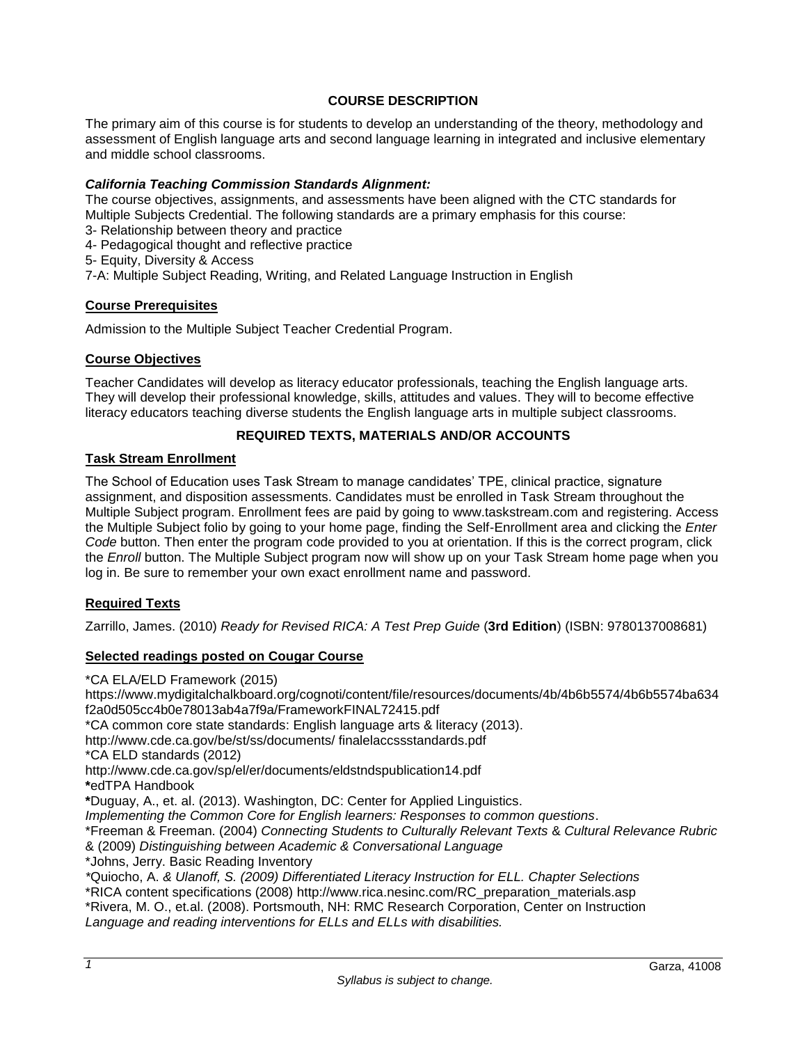## COURSE DESCRIPTION

The primary aim of this course is for students to develop an understanding of the theory, methodology and assessment of English language arts and second language learning in integrated and inclusive elementary and middle school classrooms.

### *California Teaching Commission Standards Alignment:*

The course objectives, assignments, and assessments have been aligned with the CTC standards for Multiple Subjects Credential. The following standards are a primary emphasis for this course:

3- Relationship between theory and practice
4- Pedagogical thought and reflective practice
5- Equity, Diversity & Access
7-A: Multiple Subject Reading, Writing, and Related Language Instruction in English

### Course Prerequisites

Admission to the Multiple Subject Teacher Credential Program.

### Course Objectives

Teacher Candidates will develop as literacy educator professionals, teaching the English language arts. They will develop their professional knowledge, skills, attitudes and values. They will to become effective literacy educators teaching diverse students the English language arts in multiple subject classrooms.

## REQUIRED TEXTS, MATERIALS AND/OR ACCOUNTS

### Task Stream Enrollment

The School of Education uses Task Stream to manage candidates' TPE, clinical practice, signature assignment, and disposition assessments. Candidates must be enrolled in Task Stream throughout the Multiple Subject program. Enrollment fees are paid by going to www.taskstream.com and registering. Access the Multiple Subject folio by going to your home page, finding the Self-Enrollment area and clicking the *Enter Code* button. Then enter the program code provided to you at orientation. If this is the correct program, click the *Enroll* button. The Multiple Subject program now will show up on your Task Stream home page when you log in. Be sure to remember your own exact enrollment name and password.

### Required Texts

Zarrillo, James. (2010) *Ready for Revised RICA: A Test Prep Guide* (**3rd Edition**) (ISBN: 9780137008681)

### Selected readings posted on Cougar Course

*CA ELA/ELD Framework (2015)
https://www.mydigitalchalkboard.org/cognoti/content/file/resources/documents/4b/4b6b5574/4b6b5574ba634f2a0d505cc4b0e78013ab4a7f9a/FrameworkFINAL72415.pdf
*CA common core state standards: English language arts & literacy (2013).
http://www.cde.ca.gov/be/st/ss/documents/ finalelaccssstandards.pdf
*CA ELD standards (2012)
http://www.cde.ca.gov/sp/el/er/documents/eldstndspublication14.pdf
**\***edTPA Handbook
**\***Duguay, A., et. al. (2013). Washington, DC: Center for Applied Linguistics.
*Implementing the Common Core for English learners: Responses to common questions*.
*Freeman & Freeman. (2004) *Connecting Students to Culturally Relevant Texts* & *Cultural Relevance Rubric* & (2009) *Distinguishing between Academic & Conversational Language*
*Johns, Jerry. Basic Reading Inventory
*\*Quiocho, A. & Ulanoff, S. (2009) Differentiated Literacy Instruction for ELL. Chapter Selections*
*RICA content specifications (2008) http://www.rica.nesinc.com/RC_preparation_materials.asp
*Rivera, M. O., et.al. (2008). Portsmouth, NH: RMC Research Corporation, Center on Instruction
*Language and reading interventions for ELLs and ELLs with disabilities.*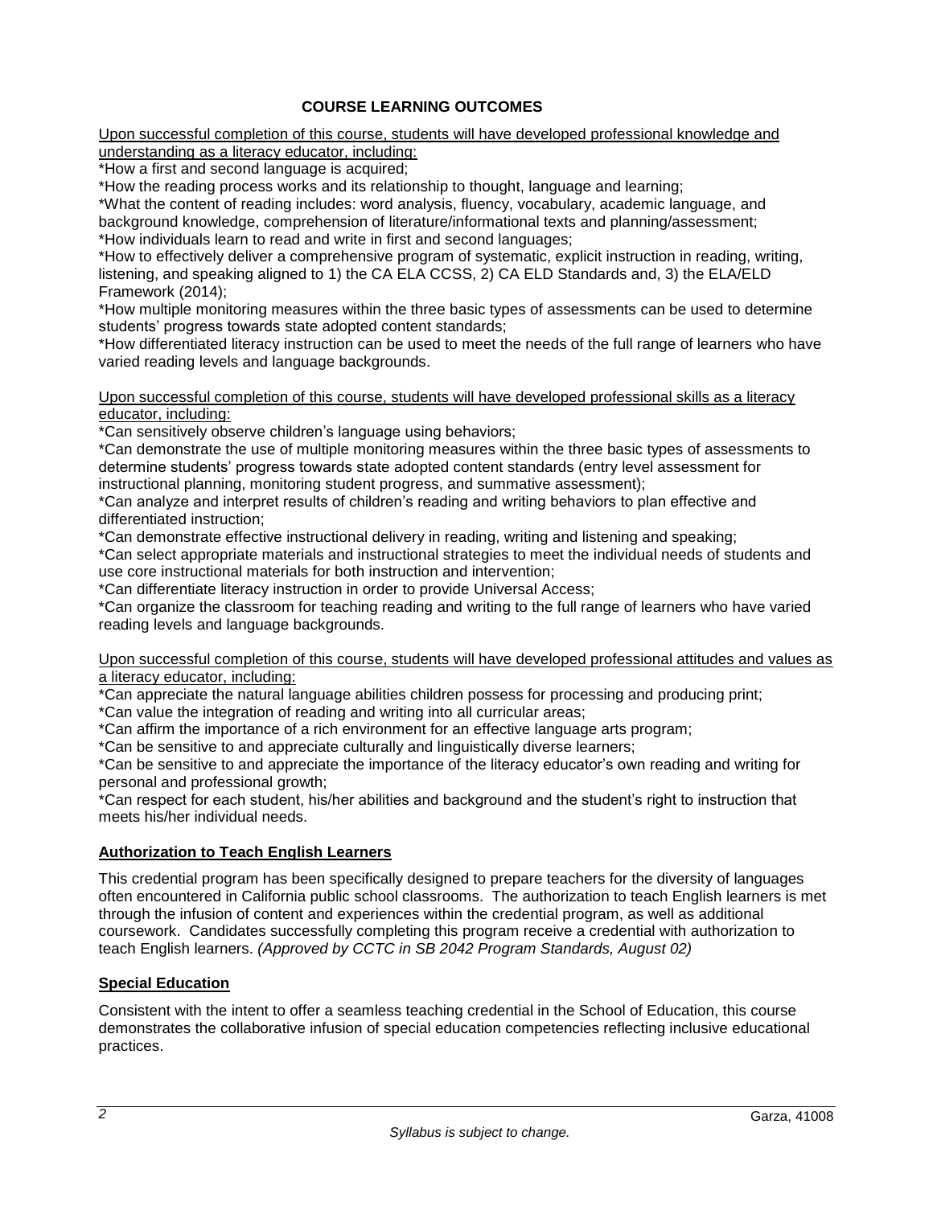## COURSE LEARNING OUTCOMES

Upon successful completion of this course, students will have developed professional knowledge and understanding as a literacy educator, including:

*How a first and second language is acquired;
*How the reading process works and its relationship to thought, language and learning;
*What the content of reading includes: word analysis, fluency, vocabulary, academic language, and background knowledge, comprehension of literature/informational texts and planning/assessment;
*How individuals learn to read and write in first and second languages;
*How to effectively deliver a comprehensive program of systematic, explicit instruction in reading, writing, listening, and speaking aligned to 1) the CA ELA CCSS, 2) CA ELD Standards and, 3) the ELA/ELD Framework (2014);
*How multiple monitoring measures within the three basic types of assessments can be used to determine students' progress towards state adopted content standards;
*How differentiated literacy instruction can be used to meet the needs of the full range of learners who have varied reading levels and language backgrounds.

Upon successful completion of this course, students will have developed professional skills as a literacy educator, including:

*Can sensitively observe children's language using behaviors;
*Can demonstrate the use of multiple monitoring measures within the three basic types of assessments to determine students' progress towards state adopted content standards (entry level assessment for instructional planning, monitoring student progress, and summative assessment);
*Can analyze and interpret results of children's reading and writing behaviors to plan effective and differentiated instruction;
*Can demonstrate effective instructional delivery in reading, writing and listening and speaking;
*Can select appropriate materials and instructional strategies to meet the individual needs of students and use core instructional materials for both instruction and intervention;
*Can differentiate literacy instruction in order to provide Universal Access;
*Can organize the classroom for teaching reading and writing to the full range of learners who have varied reading levels and language backgrounds.

Upon successful completion of this course, students will have developed professional attitudes and values as a literacy educator, including:

*Can appreciate the natural language abilities children possess for processing and producing print;
*Can value the integration of reading and writing into all curricular areas;
*Can affirm the importance of a rich environment for an effective language arts program;
*Can be sensitive to and appreciate culturally and linguistically diverse learners;
*Can be sensitive to and appreciate the importance of the literacy educator's own reading and writing for personal and professional growth;
*Can respect for each student, his/her abilities and background and the student's right to instruction that meets his/her individual needs.

### Authorization to Teach English Learners

This credential program has been specifically designed to prepare teachers for the diversity of languages often encountered in California public school classrooms. The authorization to teach English learners is met through the infusion of content and experiences within the credential program, as well as additional coursework. Candidates successfully completing this program receive a credential with authorization to teach English learners. *(Approved by CCTC in SB 2042 Program Standards, August 02)*

### Special Education

Consistent with the intent to offer a seamless teaching credential in the School of Education, this course demonstrates the collaborative infusion of special education competencies reflecting inclusive educational practices.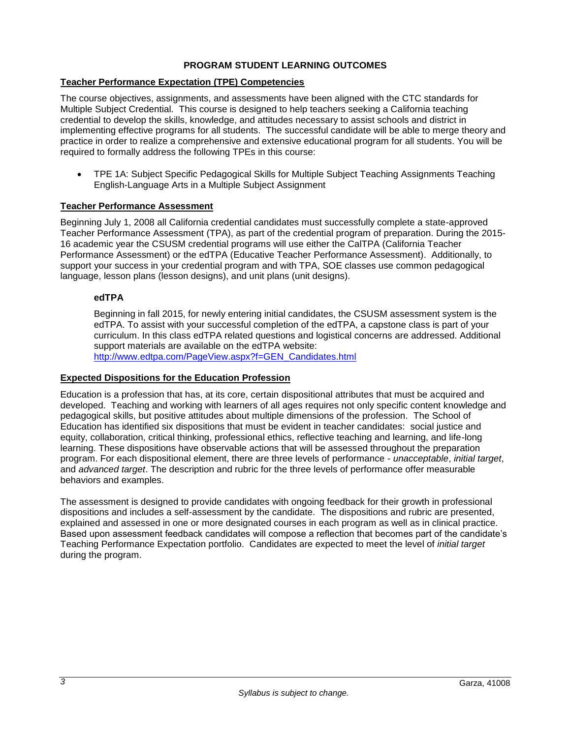## PROGRAM STUDENT LEARNING OUTCOMES

### Teacher Performance Expectation (TPE) Competencies

The course objectives, assignments, and assessments have been aligned with the CTC standards for Multiple Subject Credential. This course is designed to help teachers seeking a California teaching credential to develop the skills, knowledge, and attitudes necessary to assist schools and district in implementing effective programs for all students. The successful candidate will be able to merge theory and practice in order to realize a comprehensive and extensive educational program for all students. You will be required to formally address the following TPEs in this course:

- TPE 1A: Subject Specific Pedagogical Skills for Multiple Subject Teaching Assignments Teaching English-Language Arts in a Multiple Subject Assignment

### Teacher Performance Assessment

Beginning July 1, 2008 all California credential candidates must successfully complete a state-approved Teacher Performance Assessment (TPA), as part of the credential program of preparation. During the 2015-16 academic year the CSUSM credential programs will use either the CalTPA (California Teacher Performance Assessment) or the edTPA (Educative Teacher Performance Assessment). Additionally, to support your success in your credential program and with TPA, SOE classes use common pedagogical language, lesson plans (lesson designs), and unit plans (unit designs).

#### edTPA

Beginning in fall 2015, for newly entering initial candidates, the CSUSM assessment system is the edTPA. To assist with your successful completion of the edTPA, a capstone class is part of your curriculum. In this class edTPA related questions and logistical concerns are addressed. Additional support materials are available on the edTPA website:
http://www.edtpa.com/PageView.aspx?f=GEN_Candidates.html

### Expected Dispositions for the Education Profession

Education is a profession that has, at its core, certain dispositional attributes that must be acquired and developed. Teaching and working with learners of all ages requires not only specific content knowledge and pedagogical skills, but positive attitudes about multiple dimensions of the profession. The School of Education has identified six dispositions that must be evident in teacher candidates: social justice and equity, collaboration, critical thinking, professional ethics, reflective teaching and learning, and life-long learning. These dispositions have observable actions that will be assessed throughout the preparation program. For each dispositional element, there are three levels of performance - *unacceptable*, *initial target*, and *advanced target*. The description and rubric for the three levels of performance offer measurable behaviors and examples.

The assessment is designed to provide candidates with ongoing feedback for their growth in professional dispositions and includes a self-assessment by the candidate. The dispositions and rubric are presented, explained and assessed in one or more designated courses in each program as well as in clinical practice. Based upon assessment feedback candidates will compose a reflection that becomes part of the candidate's Teaching Performance Expectation portfolio. Candidates are expected to meet the level of *initial target* during the program.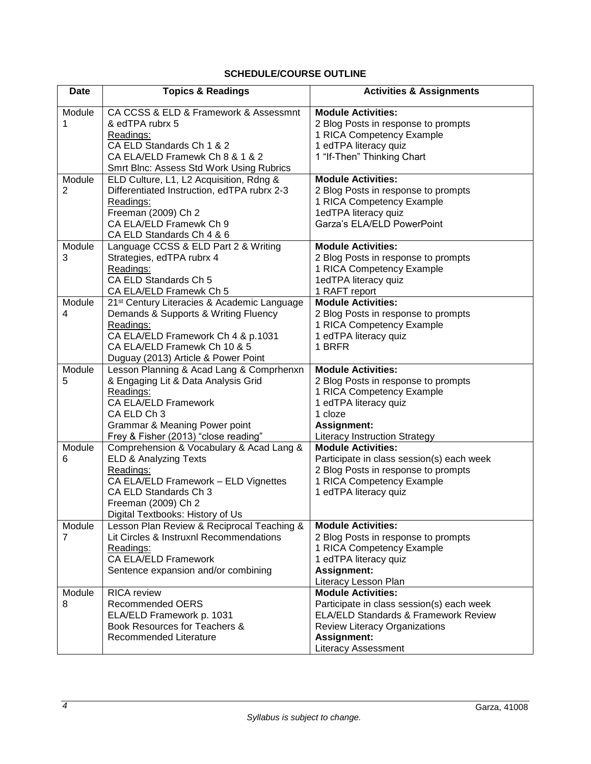## SCHEDULE/COURSE OUTLINE

| Date | Topics & Readings | Activities & Assignments |
|---|---|---|
| Module 1 | CA CCSS & ELD & Framework & Assessmnt & edTPA rubrx 5<br>Readings:<br>CA ELD Standards Ch 1 & 2<br>CA ELA/ELD Framewk Ch 8 & 1 & 2<br>Smrt Blnc: Assess Std Work Using Rubrics | **Module Activities:**<br>2 Blog Posts in response to prompts<br>1 RICA Competency Example<br>1 edTPA literacy quiz<br>1 "If-Then" Thinking Chart |
| Module 2 | ELD Culture, L1, L2 Acquisition, Rdng & Differentiated Instruction, edTPA rubrx 2-3<br>Readings:<br>Freeman (2009) Ch 2<br>CA ELA/ELD Framewk Ch 9<br>CA ELD Standards Ch 4 & 6 | **Module Activities:**<br>2 Blog Posts in response to prompts<br>1 RICA Competency Example<br>1edTPA literacy quiz<br>Garza's ELA/ELD PowerPoint |
| Module 3 | Language CCSS & ELD Part 2 & Writing Strategies, edTPA rubrx 4<br>Readings:<br>CA ELD Standards Ch 5<br>CA ELA/ELD Framewk Ch 5 | **Module Activities:**<br>2 Blog Posts in response to prompts<br>1 RICA Competency Example<br>1edTPA literacy quiz<br>1 RAFT report |
| Module 4 | 21st Century Literacies & Academic Language Demands & Supports & Writing Fluency<br>Readings:<br>CA ELA/ELD Framework Ch 4 & p.1031<br>CA ELA/ELD Framewk Ch 10 & 5<br>Duguay (2013) Article & Power Point | **Module Activities:**<br>2 Blog Posts in response to prompts<br>1 RICA Competency Example<br>1 edTPA literacy quiz<br>1 BRFR |
| Module 5 | Lesson Planning & Acad Lang & Comprhenxn & Engaging Lit & Data Analysis Grid<br>Readings:<br>CA ELA/ELD Framework<br>CA ELD Ch 3<br>Grammar & Meaning Power point<br>Frey & Fisher (2013) "close reading" | **Module Activities:**<br>2 Blog Posts in response to prompts<br>1 RICA Competency Example<br>1 edTPA literacy quiz<br>1 cloze<br>**Assignment:**<br>Literacy Instruction Strategy |
| Module 6 | Comprehension & Vocabulary & Acad Lang & ELD & Analyzing Texts<br>Readings:<br>CA ELA/ELD Framework – ELD Vignettes<br>CA ELD Standards Ch 3<br>Freeman (2009) Ch 2<br>Digital Textbooks: History of Us | **Module Activities:**<br>Participate in class session(s) each week<br>2 Blog Posts in response to prompts<br>1 RICA Competency Example<br>1 edTPA literacy quiz |
| Module 7 | Lesson Plan Review & Reciprocal Teaching & Lit Circles & Instruxnl Recommendations<br>Readings:<br>CA ELA/ELD Framework<br>Sentence expansion and/or combining | **Module Activities:**<br>2 Blog Posts in response to prompts<br>1 RICA Competency Example<br>1 edTPA literacy quiz<br>**Assignment:**<br>Literacy Lesson Plan |
| Module 8 | RICA review<br>Recommended OERS<br>ELA/ELD Framework p. 1031<br>Book Resources for Teachers & Recommended Literature | **Module Activities:**<br>Participate in class session(s) each week<br>ELA/ELD Standards & Framework Review<br>Review Literacy Organizations<br>**Assignment:**<br>Literacy Assessment |

*Syllabus is subject to change.*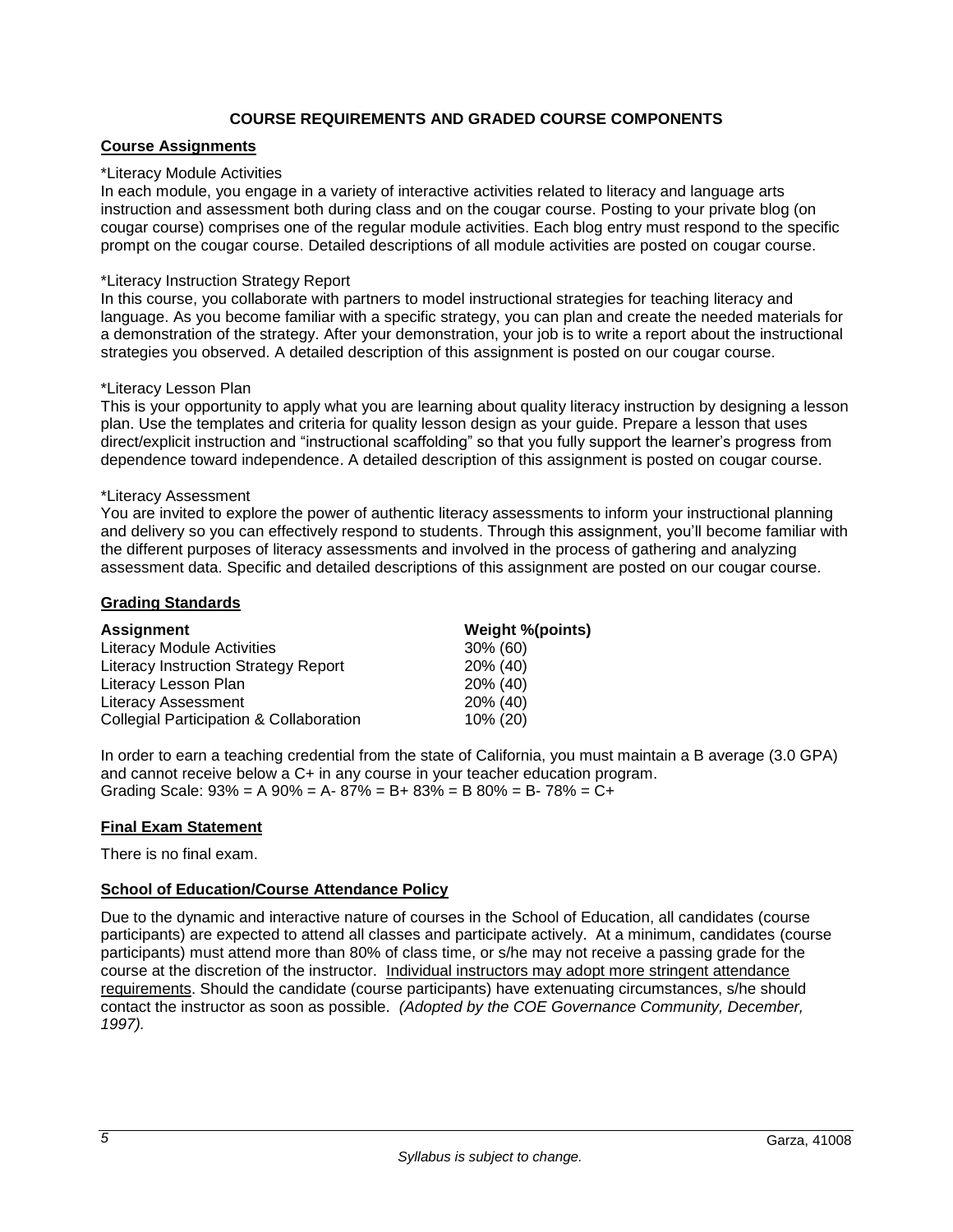## COURSE REQUIREMENTS AND GRADED COURSE COMPONENTS

### Course Assignments

*Literacy Module Activities

In each module, you engage in a variety of interactive activities related to literacy and language arts instruction and assessment both during class and on the cougar course. Posting to your private blog (on cougar course) comprises one of the regular module activities. Each blog entry must respond to the specific prompt on the cougar course. Detailed descriptions of all module activities are posted on cougar course.

*Literacy Instruction Strategy Report

In this course, you collaborate with partners to model instructional strategies for teaching literacy and language. As you become familiar with a specific strategy, you can plan and create the needed materials for a demonstration of the strategy. After your demonstration, your job is to write a report about the instructional strategies you observed. A detailed description of this assignment is posted on our cougar course.

*Literacy Lesson Plan

This is your opportunity to apply what you are learning about quality literacy instruction by designing a lesson plan. Use the templates and criteria for quality lesson design as your guide. Prepare a lesson that uses direct/explicit instruction and "instructional scaffolding" so that you fully support the learner's progress from dependence toward independence. A detailed description of this assignment is posted on cougar course.

*Literacy Assessment

You are invited to explore the power of authentic literacy assessments to inform your instructional planning and delivery so you can effectively respond to students. Through this assignment, you'll become familiar with the different purposes of literacy assessments and involved in the process of gathering and analyzing assessment data. Specific and detailed descriptions of this assignment are posted on our cougar course.

### Grading Standards

| Assignment | Weight %(points) |
|---|---|
| Literacy Module Activities | 30% (60) |
| Literacy Instruction Strategy Report | 20% (40) |
| Literacy Lesson Plan | 20% (40) |
| Literacy Assessment | 20% (40) |
| Collegial Participation & Collaboration | 10% (20) |

In order to earn a teaching credential from the state of California, you must maintain a B average (3.0 GPA) and cannot receive below a C+ in any course in your teacher education program.
Grading Scale: 93% = A 90% = A- 87% = B+ 83% = B 80% = B- 78% = C+

### Final Exam Statement

There is no final exam.

### School of Education/Course Attendance Policy

Due to the dynamic and interactive nature of courses in the School of Education, all candidates (course participants) are expected to attend all classes and participate actively. At a minimum, candidates (course participants) must attend more than 80% of class time, or s/he may not receive a passing grade for the course at the discretion of the instructor. Individual instructors may adopt more stringent attendance requirements. Should the candidate (course participants) have extenuating circumstances, s/he should contact the instructor as soon as possible. *(Adopted by the COE Governance Community, December, 1997).*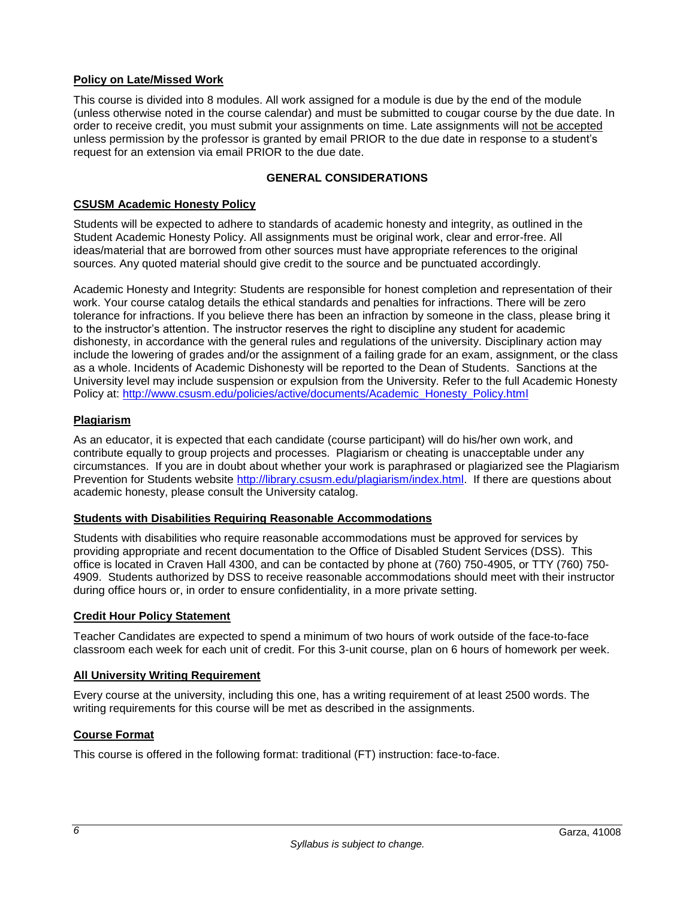## Policy on Late/Missed Work

This course is divided into 8 modules. All work assigned for a module is due by the end of the module (unless otherwise noted in the course calendar) and must be submitted to cougar course by the due date. In order to receive credit, you must submit your assignments on time. Late assignments will not be accepted unless permission by the professor is granted by email PRIOR to the due date in response to a student's request for an extension via email PRIOR to the due date.

# GENERAL CONSIDERATIONS

## CSUSM Academic Honesty Policy

Students will be expected to adhere to standards of academic honesty and integrity, as outlined in the Student Academic Honesty Policy. All assignments must be original work, clear and error-free. All ideas/material that are borrowed from other sources must have appropriate references to the original sources. Any quoted material should give credit to the source and be punctuated accordingly.

Academic Honesty and Integrity: Students are responsible for honest completion and representation of their work. Your course catalog details the ethical standards and penalties for infractions. There will be zero tolerance for infractions. If you believe there has been an infraction by someone in the class, please bring it to the instructor's attention. The instructor reserves the right to discipline any student for academic dishonesty, in accordance with the general rules and regulations of the university. Disciplinary action may include the lowering of grades and/or the assignment of a failing grade for an exam, assignment, or the class as a whole. Incidents of Academic Dishonesty will be reported to the Dean of Students. Sanctions at the University level may include suspension or expulsion from the University. Refer to the full Academic Honesty Policy at: http://www.csusm.edu/policies/active/documents/Academic_Honesty_Policy.html

## Plagiarism

As an educator, it is expected that each candidate (course participant) will do his/her own work, and contribute equally to group projects and processes. Plagiarism or cheating is unacceptable under any circumstances. If you are in doubt about whether your work is paraphrased or plagiarized see the Plagiarism Prevention for Students website http://library.csusm.edu/plagiarism/index.html. If there are questions about academic honesty, please consult the University catalog.

## Students with Disabilities Requiring Reasonable Accommodations

Students with disabilities who require reasonable accommodations must be approved for services by providing appropriate and recent documentation to the Office of Disabled Student Services (DSS). This office is located in Craven Hall 4300, and can be contacted by phone at (760) 750-4905, or TTY (760) 750-4909. Students authorized by DSS to receive reasonable accommodations should meet with their instructor during office hours or, in order to ensure confidentiality, in a more private setting.

## Credit Hour Policy Statement

Teacher Candidates are expected to spend a minimum of two hours of work outside of the face-to-face classroom each week for each unit of credit. For this 3-unit course, plan on 6 hours of homework per week.

## All University Writing Requirement

Every course at the university, including this one, has a writing requirement of at least 2500 words. The writing requirements for this course will be met as described in the assignments.

## Course Format

This course is offered in the following format: traditional (FT) instruction: face-to-face.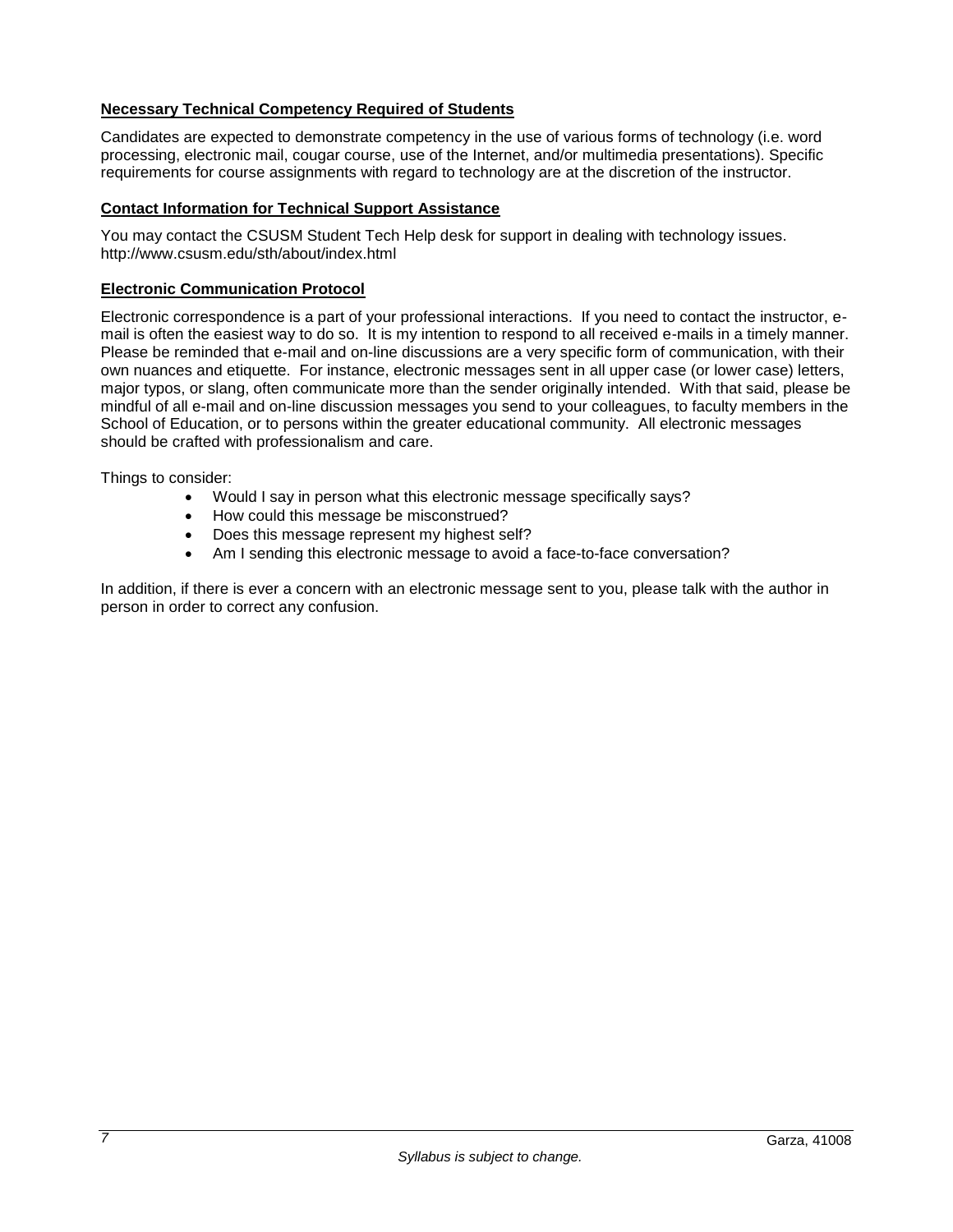**Necessary Technical Competency Required of Students**

Candidates are expected to demonstrate competency in the use of various forms of technology (i.e. word processing, electronic mail, cougar course, use of the Internet, and/or multimedia presentations). Specific requirements for course assignments with regard to technology are at the discretion of the instructor.

**Contact Information for Technical Support Assistance**

You may contact the CSUSM Student Tech Help desk for support in dealing with technology issues. http://www.csusm.edu/sth/about/index.html

**Electronic Communication Protocol**

Electronic correspondence is a part of your professional interactions. If you need to contact the instructor, e-mail is often the easiest way to do so. It is my intention to respond to all received e-mails in a timely manner. Please be reminded that e-mail and on-line discussions are a very specific form of communication, with their own nuances and etiquette. For instance, electronic messages sent in all upper case (or lower case) letters, major typos, or slang, often communicate more than the sender originally intended. With that said, please be mindful of all e-mail and on-line discussion messages you send to your colleagues, to faculty members in the School of Education, or to persons within the greater educational community. All electronic messages should be crafted with professionalism and care.

Things to consider:

- Would I say in person what this electronic message specifically says?
- How could this message be misconstrued?
- Does this message represent my highest self?
- Am I sending this electronic message to avoid a face-to-face conversation?

In addition, if there is ever a concern with an electronic message sent to you, please talk with the author in person in order to correct any confusion.